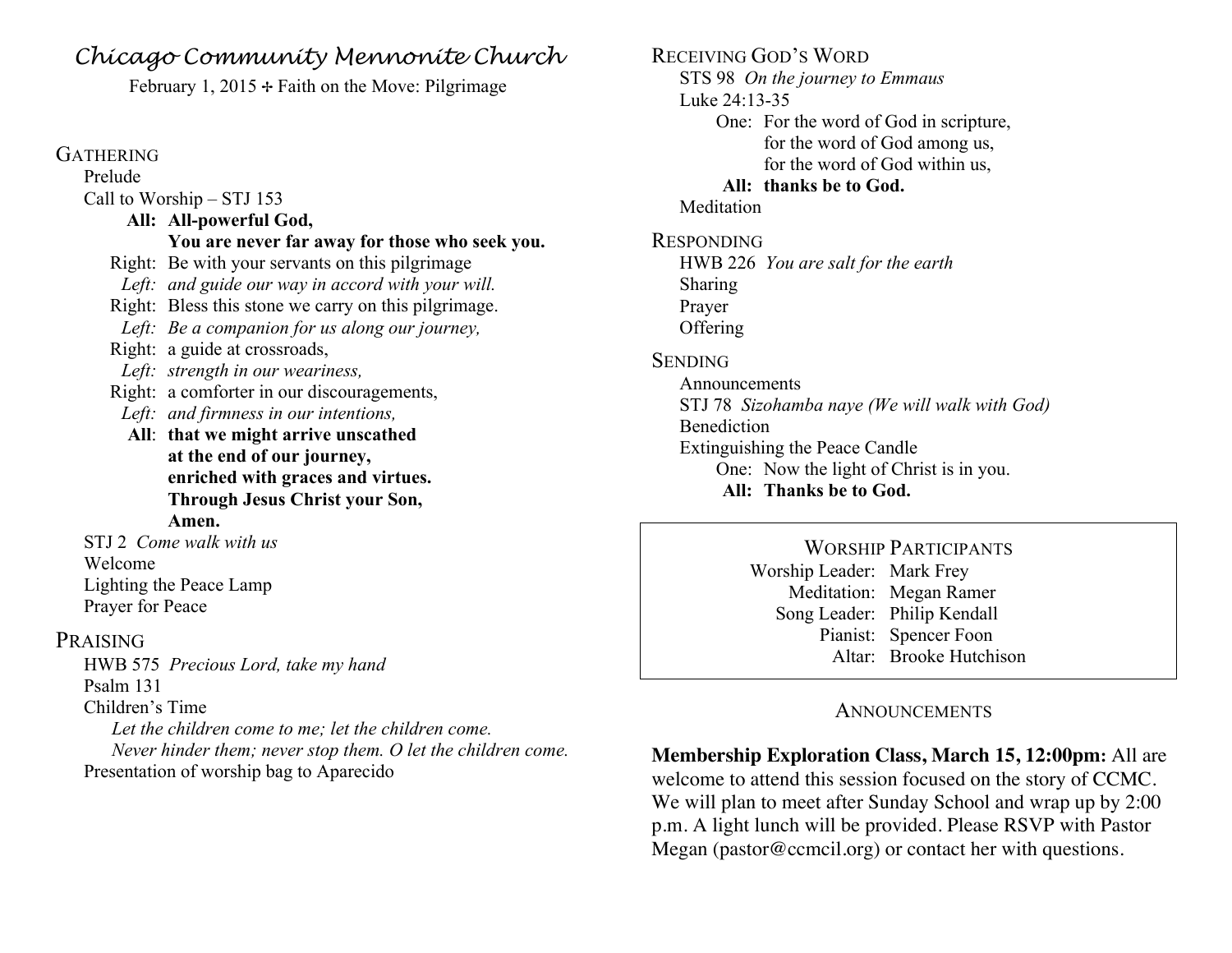# *Chicago Community Mennonite Church*

February 1, 2015 ✣ Faith on the Move: Pilgrimage

## GATHERING

Prelude

Call to Worship – STJ 153

**All: All-powerful God,**
**You are never far away for those who seek you.**

Right: Be with your servants on this pilgrimage

*Left: and guide our way in accord with your will.*

Right: Bless this stone we carry on this pilgrimage.

*Left: Be a companion for us along our journey,*

Right: a guide at crossroads,

*Left: strength in our weariness,*

Right: a comforter in our discouragements,

*Left: and firmness in our intentions,*

**All: that we might arrive unscathed**
**at the end of our journey,**
**enriched with graces and virtues.**
**Through Jesus Christ your Son,**
**Amen.**

STJ 2 *Come walk with us*

Welcome

Lighting the Peace Lamp

Prayer for Peace

## PRAISING

HWB 575 *Precious Lord, take my hand*

Psalm 131

Children's Time

*Let the children come to me; let the children come.*
*Never hinder them; never stop them. O let the children come.*

Presentation of worship bag to Aparecido

## RECEIVING GOD'S WORD

STS 98 *On the journey to Emmaus*

Luke 24:13-35

One: For the word of God in scripture,
for the word of God among us,
for the word of God within us,

**All: thanks be to God.**

Meditation

## RESPONDING

HWB 226 *You are salt for the earth*

Sharing

Prayer

Offering

## SENDING

Announcements

STJ 78 *Sizohamba naye (We will walk with God)*

Benediction

Extinguishing the Peace Candle

One: Now the light of Christ is in you.

**All: Thanks be to God.**

### WORSHIP PARTICIPANTS

Worship Leader: Mark Frey
Meditation: Megan Ramer
Song Leader: Philip Kendall
Pianist: Spencer Foon
Altar: Brooke Hutchison

### ANNOUNCEMENTS

**Membership Exploration Class, March 15, 12:00pm:** All are welcome to attend this session focused on the story of CCMC. We will plan to meet after Sunday School and wrap up by 2:00 p.m. A light lunch will be provided. Please RSVP with Pastor Megan (pastor@ccmcil.org) or contact her with questions.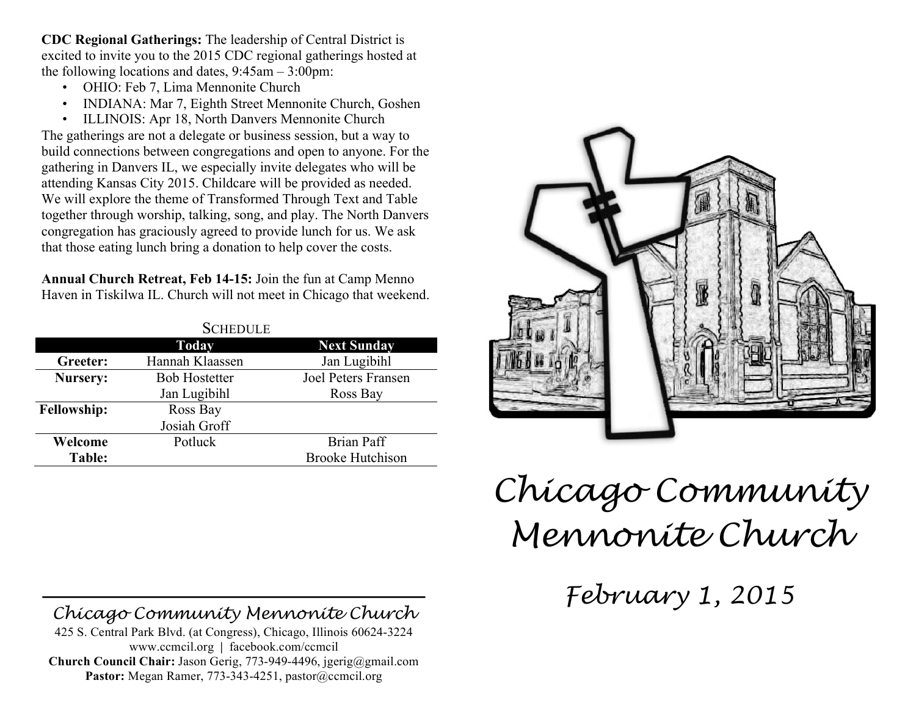**CDC Regional Gatherings:** The leadership of Central District is excited to invite you to the 2015 CDC regional gatherings hosted at the following locations and dates, 9:45am – 3:00pm:

- OHIO: Feb 7, Lima Mennonite Church
- INDIANA: Mar 7, Eighth Street Mennonite Church, Goshen
- ILLINOIS: Apr 18, North Danvers Mennonite Church

The gatherings are not a delegate or business session, but a way to build connections between congregations and open to anyone. For the gathering in Danvers IL, we especially invite delegates who will be attending Kansas City 2015. Childcare will be provided as needed. We will explore the theme of Transformed Through Text and Table together through worship, talking, song, and play. The North Danvers congregation has graciously agreed to provide lunch for us. We ask that those eating lunch bring a donation to help cover the costs.

**Annual Church Retreat, Feb 14-15:** Join the fun at Camp Menno Haven in Tiskilwa IL. Church will not meet in Chicago that weekend.

SCHEDULE

| | Today | Next Sunday |
|---|---|---|
| **Greeter:** | Hannah Klaassen | Jan Lugibihl |
| **Nursery:** | Bob Hostetter<br>Jan Lugibihl | Joel Peters Fransen<br>Ross Bay |
| **Fellowship:** | Ross Bay<br>Josiah Groff | |
| **Welcome Table:** | Potluck | Brian Paff<br>Brooke Hutchison |

*Chicago Community Mennonite Church*

425 S. Central Park Blvd. (at Congress), Chicago, Illinois 60624-3224
www.ccmcil.org | facebook.com/ccmcil
**Church Council Chair:** Jason Gerig, 773-949-4496, jgerig@gmail.com
**Pastor:** Megan Ramer, 773-343-4251, pastor@ccmcil.org

# *Chicago Community Mennonite Church*

## *February 1, 2015*